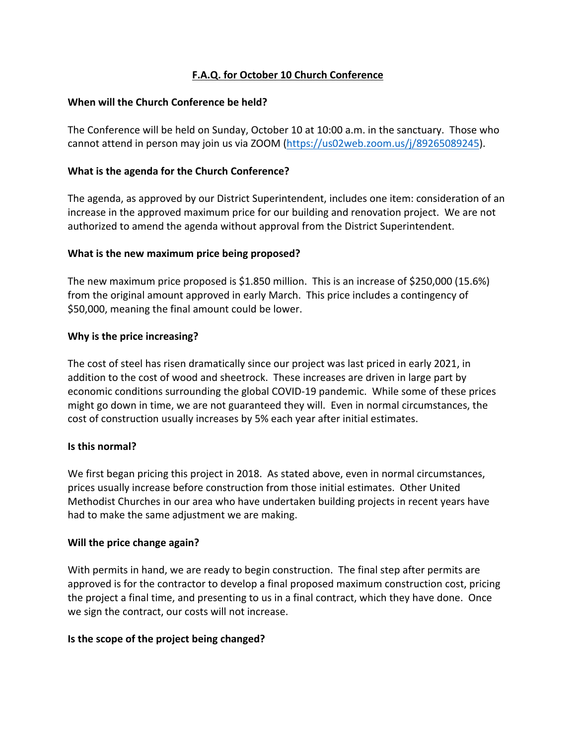# F.A.Q. for October 10 Church Conference

**When will the Church Conference be held?**

The Conference will be held on Sunday, October 10 at 10:00 a.m. in the sanctuary. Those who cannot attend in person may join us via ZOOM (https://us02web.zoom.us/j/89265089245).

**What is the agenda for the Church Conference?**

The agenda, as approved by our District Superintendent, includes one item: consideration of an increase in the approved maximum price for our building and renovation project. We are not authorized to amend the agenda without approval from the District Superintendent.

**What is the new maximum price being proposed?**

The new maximum price proposed is $1.850 million. This is an increase of $250,000 (15.6%) from the original amount approved in early March. This price includes a contingency of $50,000, meaning the final amount could be lower.

**Why is the price increasing?**

The cost of steel has risen dramatically since our project was last priced in early 2021, in addition to the cost of wood and sheetrock. These increases are driven in large part by economic conditions surrounding the global COVID-19 pandemic. While some of these prices might go down in time, we are not guaranteed they will. Even in normal circumstances, the cost of construction usually increases by 5% each year after initial estimates.

**Is this normal?**

We first began pricing this project in 2018. As stated above, even in normal circumstances, prices usually increase before construction from those initial estimates. Other United Methodist Churches in our area who have undertaken building projects in recent years have had to make the same adjustment we are making.

**Will the price change again?**

With permits in hand, we are ready to begin construction. The final step after permits are approved is for the contractor to develop a final proposed maximum construction cost, pricing the project a final time, and presenting to us in a final contract, which they have done. Once we sign the contract, our costs will not increase.

**Is the scope of the project being changed?**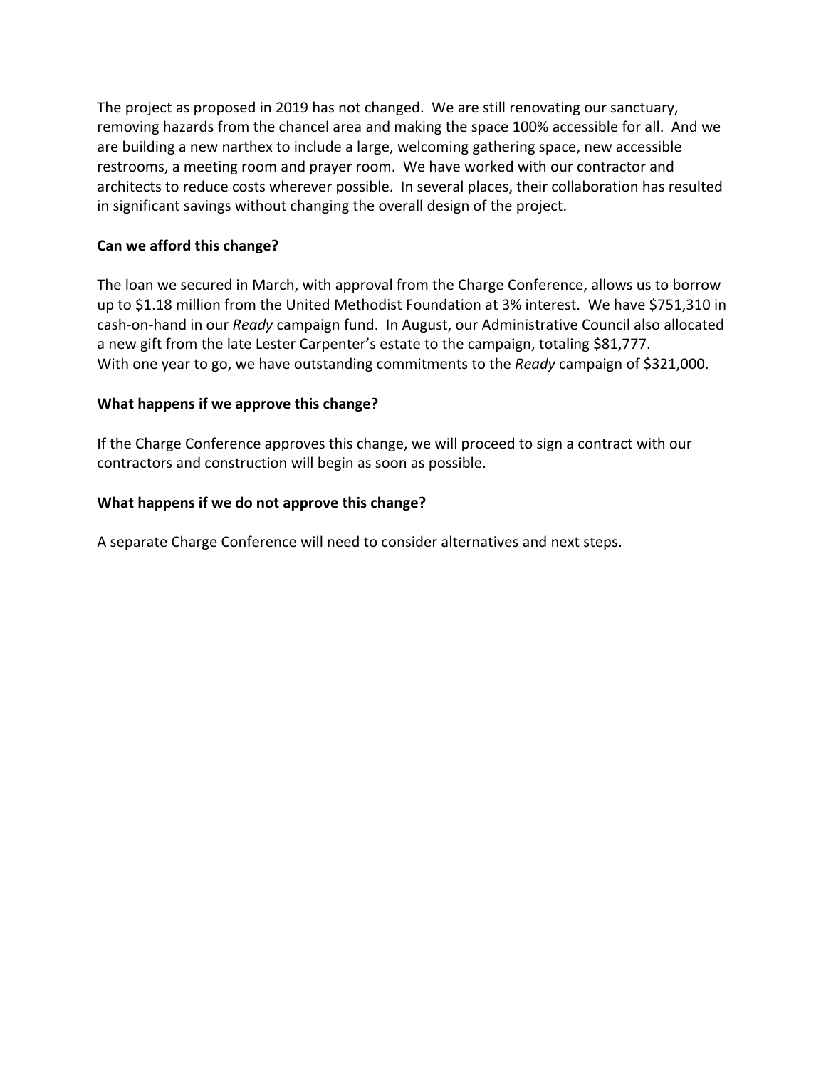The project as proposed in 2019 has not changed. We are still renovating our sanctuary, removing hazards from the chancel area and making the space 100% accessible for all. And we are building a new narthex to include a large, welcoming gathering space, new accessible restrooms, a meeting room and prayer room. We have worked with our contractor and architects to reduce costs wherever possible. In several places, their collaboration has resulted in significant savings without changing the overall design of the project.

**Can we afford this change?**

The loan we secured in March, with approval from the Charge Conference, allows us to borrow up to $1.18 million from the United Methodist Foundation at 3% interest. We have $751,310 in cash-on-hand in our *Ready* campaign fund. In August, our Administrative Council also allocated a new gift from the late Lester Carpenter's estate to the campaign, totaling $81,777.
With one year to go, we have outstanding commitments to the *Ready* campaign of $321,000.

**What happens if we approve this change?**

If the Charge Conference approves this change, we will proceed to sign a contract with our contractors and construction will begin as soon as possible.

**What happens if we do not approve this change?**

A separate Charge Conference will need to consider alternatives and next steps.